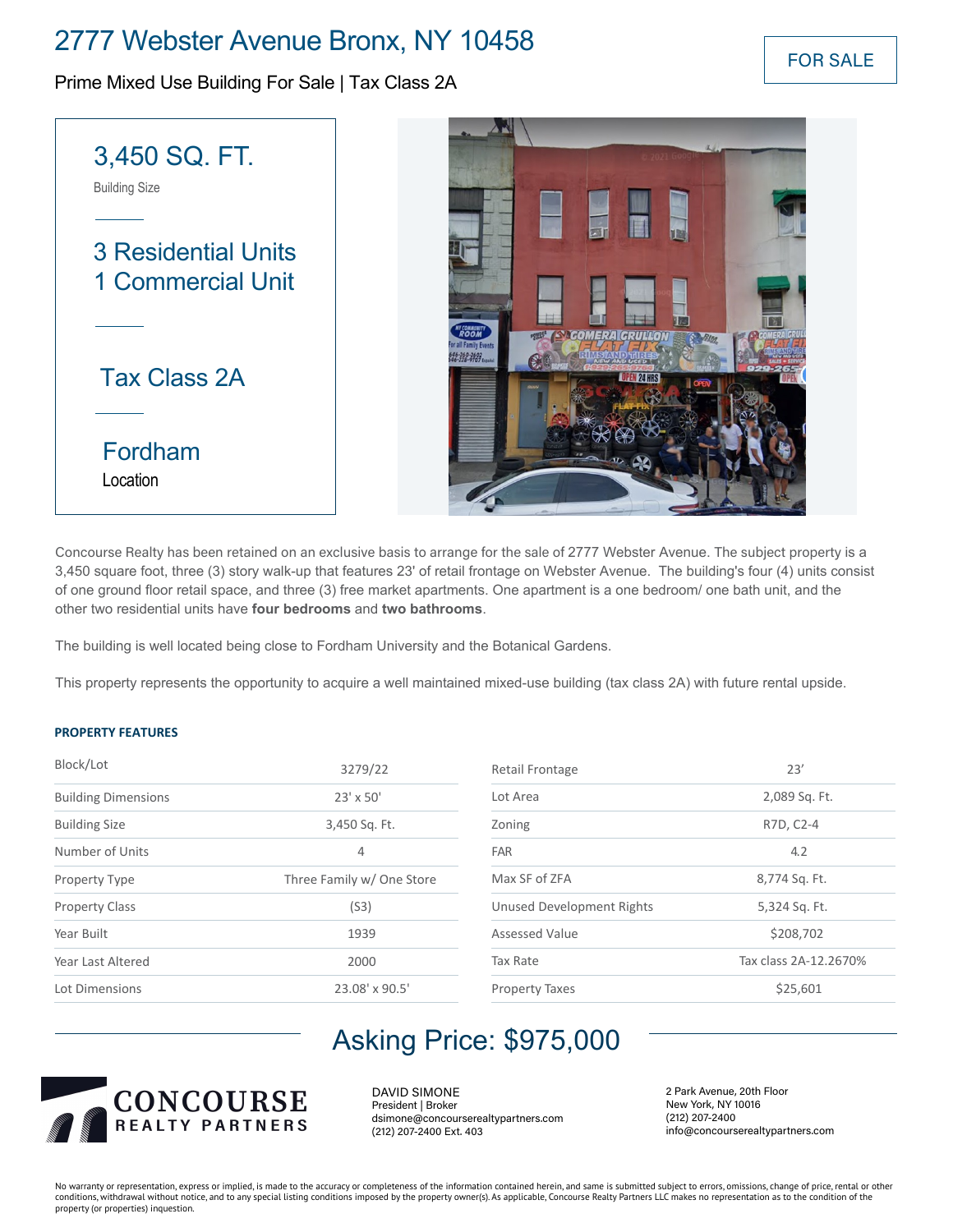# 2777 Webster Avenue Bronx, NY 10458

Prime Mixed Use Building For Sale | Tax Class 2A

FOR SALE

**3,450 SQ. FT.**
Building Size

**3 Residential Units**
**1 Commercial Unit**

**Tax Class 2A**

**Fordham**
Location

Concourse Realty has been retained on an exclusive basis to arrange for the sale of 2777 Webster Avenue. The subject property is a 3,450 square foot, three (3) story walk-up that features 23' of retail frontage on Webster Avenue. The building's four (4) units consist of one ground floor retail space, and three (3) free market apartments. One apartment is a one bedroom/ one bath unit, and the other two residential units have **four bedrooms** and **two bathrooms**.

The building is well located being close to Fordham University and the Botanical Gardens.

This property represents the opportunity to acquire a well maintained mixed-use building (tax class 2A) with future rental upside.

### PROPERTY FEATURES

| Feature | Value |
|---|---|
| Block/Lot | 3279/22 |
| Building Dimensions | 23' x 50' |
| Building Size | 3,450 Sq. Ft. |
| Number of Units | 4 |
| Property Type | Three Family w/ One Store |
| Property Class | (S3) |
| Year Built | 1939 |
| Year Last Altered | 2000 |
| Lot Dimensions | 23.08' x 90.5' |
| Retail Frontage | 23' |
| Lot Area | 2,089 Sq. Ft. |
| Zoning | R7D, C2-4 |
| FAR | 4.2 |
| Max SF of ZFA | 8,774 Sq. Ft. |
| Unused Development Rights | 5,324 Sq. Ft. |
| Assessed Value | $208,702 |
| Tax Rate | Tax class 2A-12.2670% |
| Property Taxes | $25,601 |

## Asking Price: $975,000

**CONCOURSE**
REALTY PARTNERS

DAVID SIMONE
President | Broker
dsimone@concourserealtypartners.com
(212) 207-2400 Ext. 403

2 Park Avenue, 20th Floor
New York, NY 10016
(212) 207-2400
info@concourserealtypartners.com

No warranty or representation, express or implied, is made to the accuracy or completeness of the information contained herein, and same is submitted subject to errors, omissions, change of price, rental or other conditions, withdrawal without notice, and to any special listing conditions imposed by the property owner(s). As applicable, Concourse Realty Partners LLC makes no representation as to the condition of the property (or properties) inquestion.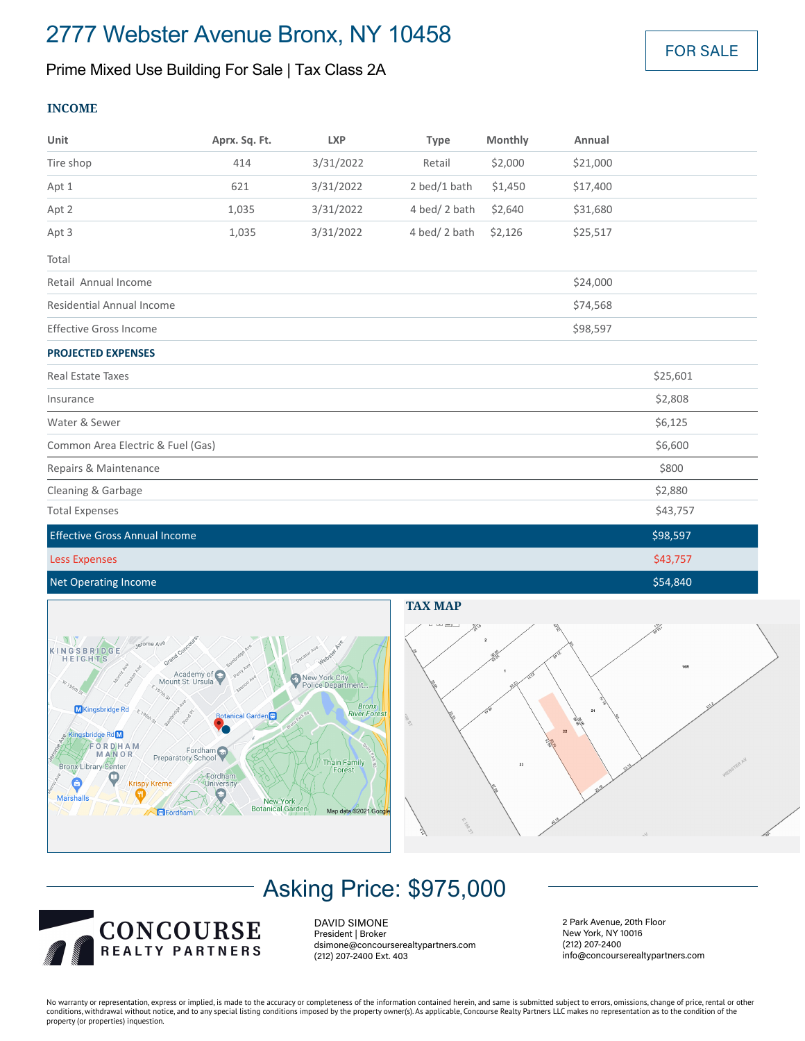# 2777 Webster Avenue Bronx, NY 10458

FOR SALE

Prime Mixed Use Building For Sale | Tax Class 2A

## INCOME

| Unit | Aprx. Sq. Ft. | LXP | Type | Monthly | Annual |
|---|---|---|---|---|---|
| Tire shop | 414 | 3/31/2022 | Retail | $2,000 | $21,000 |
| Apt 1 | 621 | 3/31/2022 | 2 bed/1 bath | $1,450 | $17,400 |
| Apt 2 | 1,035 | 3/31/2022 | 4 bed/ 2 bath | $2,640 | $31,680 |
| Apt 3 | 1,035 | 3/31/2022 | 4 bed/ 2 bath | $2,126 | $25,517 |
| Total | | | | | |
| Retail Annual Income | | | | | $24,000 |
| Residential Annual Income | | | | | $74,568 |
| Effective Gross Income | | | | | $98,597 |

## PROJECTED EXPENSES

| | |
|---|---|
| Real Estate Taxes | $25,601 |
| Insurance | $2,808 |
| Water & Sewer | $6,125 |
| Common Area Electric & Fuel (Gas) | $6,600 |
| Repairs & Maintenance | $800 |
| Cleaning & Garbage | $2,880 |
| Total Expenses | $43,757 |
| Effective Gross Annual Income | $98,597 |
| Less Expenses | $43,757 |
| Net Operating Income | $54,840 |

## TAX MAP

# Asking Price: $975,000

CONCOURSE REALTY PARTNERS

DAVID SIMONE
President | Broker
dsimone@concourserealtypartners.com
(212) 207-2400 Ext. 403

2 Park Avenue, 20th Floor
New York, NY 10016
(212) 207-2400
info@concourserealtypartners.com

No warranty or representation, express or implied, is made to the accuracy or completeness of the information contained herein, and same is submitted subject to errors, omissions, change of price, rental or other conditions, withdrawal without notice, and to any special listing conditions imposed by the property owner(s). As applicable, Concourse Realty Partners LLC makes no representation as to the condition of the property (or properties) inquestion.